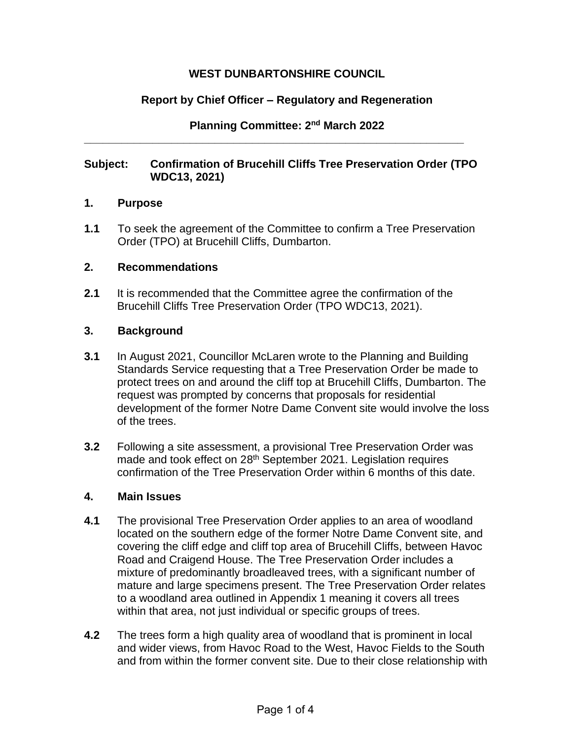**WEST DUNBARTONSHIRE COUNCIL**

**Report by Chief Officer – Regulatory and Regeneration**

**Planning Committee: 2nd March 2022**

---

**Subject: Confirmation of Brucehill Cliffs Tree Preservation Order (TPO WDC13, 2021)**

## 1. Purpose

**1.1** To seek the agreement of the Committee to confirm a Tree Preservation Order (TPO) at Brucehill Cliffs, Dumbarton.

## 2. Recommendations

**2.1** It is recommended that the Committee agree the confirmation of the Brucehill Cliffs Tree Preservation Order (TPO WDC13, 2021).

## 3. Background

**3.1** In August 2021, Councillor McLaren wrote to the Planning and Building Standards Service requesting that a Tree Preservation Order be made to protect trees on and around the cliff top at Brucehill Cliffs, Dumbarton. The request was prompted by concerns that proposals for residential development of the former Notre Dame Convent site would involve the loss of the trees.

**3.2** Following a site assessment, a provisional Tree Preservation Order was made and took effect on 28th September 2021. Legislation requires confirmation of the Tree Preservation Order within 6 months of this date.

## 4. Main Issues

**4.1** The provisional Tree Preservation Order applies to an area of woodland located on the southern edge of the former Notre Dame Convent site, and covering the cliff edge and cliff top area of Brucehill Cliffs, between Havoc Road and Craigend House. The Tree Preservation Order includes a mixture of predominantly broadleaved trees, with a significant number of mature and large specimens present. The Tree Preservation Order relates to a woodland area outlined in Appendix 1 meaning it covers all trees within that area, not just individual or specific groups of trees.

**4.2** The trees form a high quality area of woodland that is prominent in local and wider views, from Havoc Road to the West, Havoc Fields to the South and from within the former convent site. Due to their close relationship with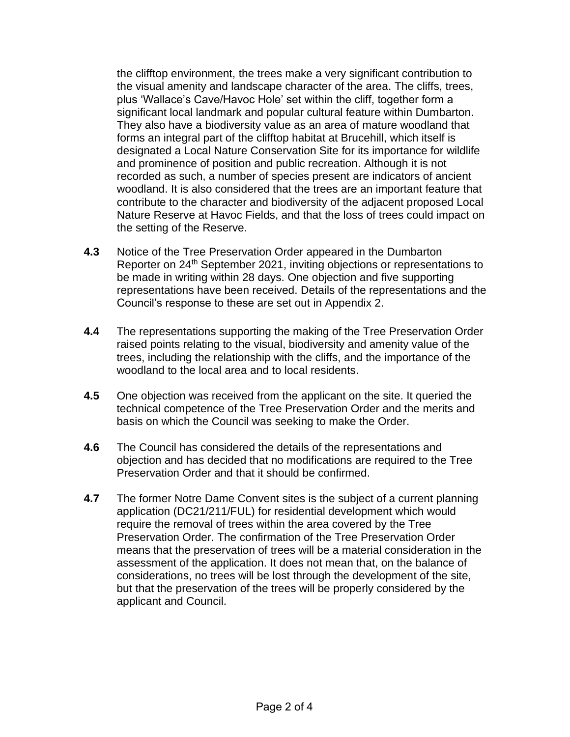the clifftop environment, the trees make a very significant contribution to the visual amenity and landscape character of the area. The cliffs, trees, plus 'Wallace's Cave/Havoc Hole' set within the cliff, together form a significant local landmark and popular cultural feature within Dumbarton. They also have a biodiversity value as an area of mature woodland that forms an integral part of the clifftop habitat at Brucehill, which itself is designated a Local Nature Conservation Site for its importance for wildlife and prominence of position and public recreation. Although it is not recorded as such, a number of species present are indicators of ancient woodland. It is also considered that the trees are an important feature that contribute to the character and biodiversity of the adjacent proposed Local Nature Reserve at Havoc Fields, and that the loss of trees could impact on the setting of the Reserve.

**4.3** Notice of the Tree Preservation Order appeared in the Dumbarton Reporter on 24th September 2021, inviting objections or representations to be made in writing within 28 days. One objection and five supporting representations have been received. Details of the representations and the Council's response to these are set out in Appendix 2.

**4.4** The representations supporting the making of the Tree Preservation Order raised points relating to the visual, biodiversity and amenity value of the trees, including the relationship with the cliffs, and the importance of the woodland to the local area and to local residents.

**4.5** One objection was received from the applicant on the site. It queried the technical competence of the Tree Preservation Order and the merits and basis on which the Council was seeking to make the Order.

**4.6** The Council has considered the details of the representations and objection and has decided that no modifications are required to the Tree Preservation Order and that it should be confirmed.

**4.7** The former Notre Dame Convent sites is the subject of a current planning application (DC21/211/FUL) for residential development which would require the removal of trees within the area covered by the Tree Preservation Order. The confirmation of the Tree Preservation Order means that the preservation of trees will be a material consideration in the assessment of the application. It does not mean that, on the balance of considerations, no trees will be lost through the development of the site, but that the preservation of the trees will be properly considered by the applicant and Council.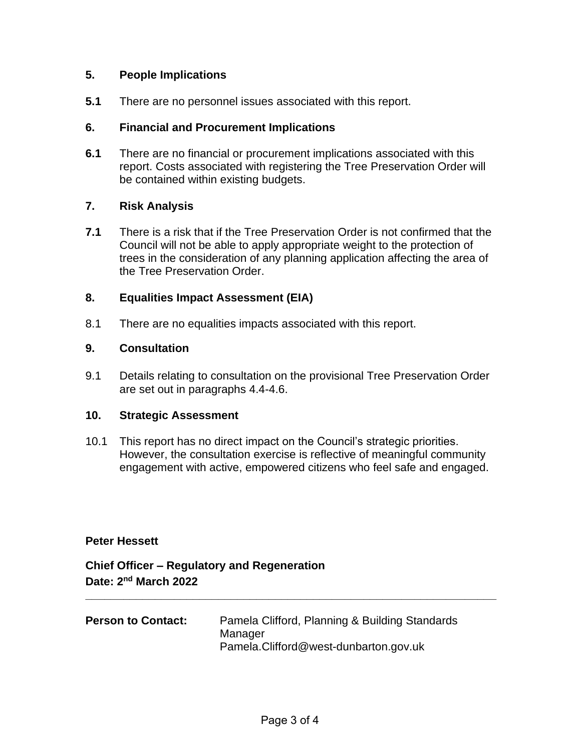## 5. People Implications

**5.1** There are no personnel issues associated with this report.

## 6. Financial and Procurement Implications

**6.1** There are no financial or procurement implications associated with this report. Costs associated with registering the Tree Preservation Order will be contained within existing budgets.

## 7. Risk Analysis

**7.1** There is a risk that if the Tree Preservation Order is not confirmed that the Council will not be able to apply appropriate weight to the protection of trees in the consideration of any planning application affecting the area of the Tree Preservation Order.

## 8. Equalities Impact Assessment (EIA)

8.1 There are no equalities impacts associated with this report.

## 9. Consultation

9.1 Details relating to consultation on the provisional Tree Preservation Order are set out in paragraphs 4.4-4.6.

## 10. Strategic Assessment

10.1 This report has no direct impact on the Council's strategic priorities. However, the consultation exercise is reflective of meaningful community engagement with active, empowered citizens who feel safe and engaged.

**Peter Hessett**

**Chief Officer – Regulatory and Regeneration**
**Date: 2nd March 2022**

---

**Person to Contact:** Pamela Clifford, Planning & Building Standards Manager
Pamela.Clifford@west-dunbarton.gov.uk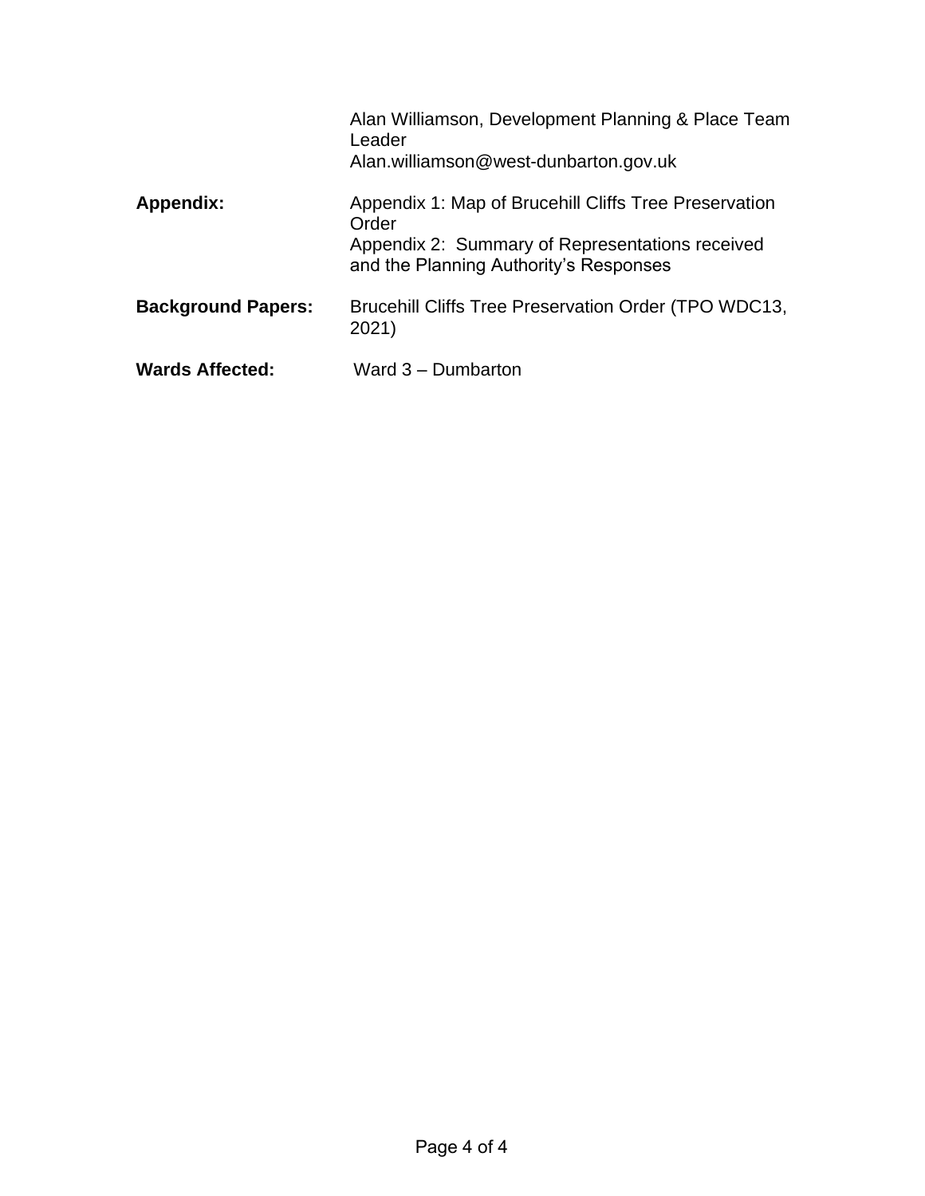| | |
|---|---|
| | Alan Williamson, Development Planning & Place Team Leader<br>Alan.williamson@west-dunbarton.gov.uk |
| **Appendix:** | Appendix 1: Map of Brucehill Cliffs Tree Preservation Order<br>Appendix 2: Summary of Representations received and the Planning Authority's Responses |
| **Background Papers:** | Brucehill Cliffs Tree Preservation Order (TPO WDC13, 2021) |
| **Wards Affected:** | Ward 3 – Dumbarton |